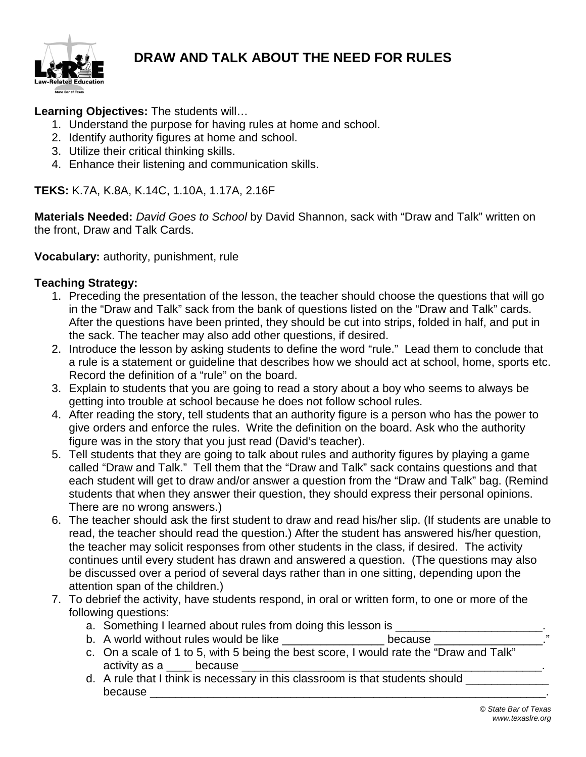# DRAW AND TALK ABOUT THE NEED FOR RULES

**Learning Objectives:** The students will…

1. Understand the purpose for having rules at home and school.
2. Identify authority figures at home and school.
3. Utilize their critical thinking skills.
4. Enhance their listening and communication skills.

**TEKS:** K.7A, K.8A, K.14C, 1.10A, 1.17A, 2.16F

**Materials Needed:** *David Goes to School* by David Shannon, sack with "Draw and Talk" written on the front, Draw and Talk Cards.

**Vocabulary:** authority, punishment, rule

**Teaching Strategy:**

1. Preceding the presentation of the lesson, the teacher should choose the questions that will go in the "Draw and Talk" sack from the bank of questions listed on the "Draw and Talk" cards. After the questions have been printed, they should be cut into strips, folded in half, and put in the sack. The teacher may also add other questions, if desired.
2. Introduce the lesson by asking students to define the word "rule." Lead them to conclude that a rule is a statement or guideline that describes how we should act at school, home, sports etc. Record the definition of a "rule" on the board.
3. Explain to students that you are going to read a story about a boy who seems to always be getting into trouble at school because he does not follow school rules.
4. After reading the story, tell students that an authority figure is a person who has the power to give orders and enforce the rules. Write the definition on the board. Ask who the authority figure was in the story that you just read (David's teacher).
5. Tell students that they are going to talk about rules and authority figures by playing a game called "Draw and Talk." Tell them that the "Draw and Talk" sack contains questions and that each student will get to draw and/or answer a question from the "Draw and Talk" bag. (Remind students that when they answer their question, they should express their personal opinions. There are no wrong answers.)
6. The teacher should ask the first student to draw and read his/her slip. (If students are unable to read, the teacher should read the question.) After the student has answered his/her question, the teacher may solicit responses from other students in the class, if desired. The activity continues until every student has drawn and answered a question. (The questions may also be discussed over a period of several days rather than in one sitting, depending upon the attention span of the children.)
7. To debrief the activity, have students respond, in oral or written form, to one or more of the following questions:
   a. Something I learned about rules from doing this lesson is ________________________.
   b. A world without rules would be like ________________ because _________________."
   c. On a scale of 1 to 5, with 5 being the best score, I would rate the "Draw and Talk" activity as a ____ because ________________________________________________.
   d. A rule that I think is necessary in this classroom is that students should _____________ because _________________________________________________________________.

*© State Bar of Texas*
*www.texaslre.org*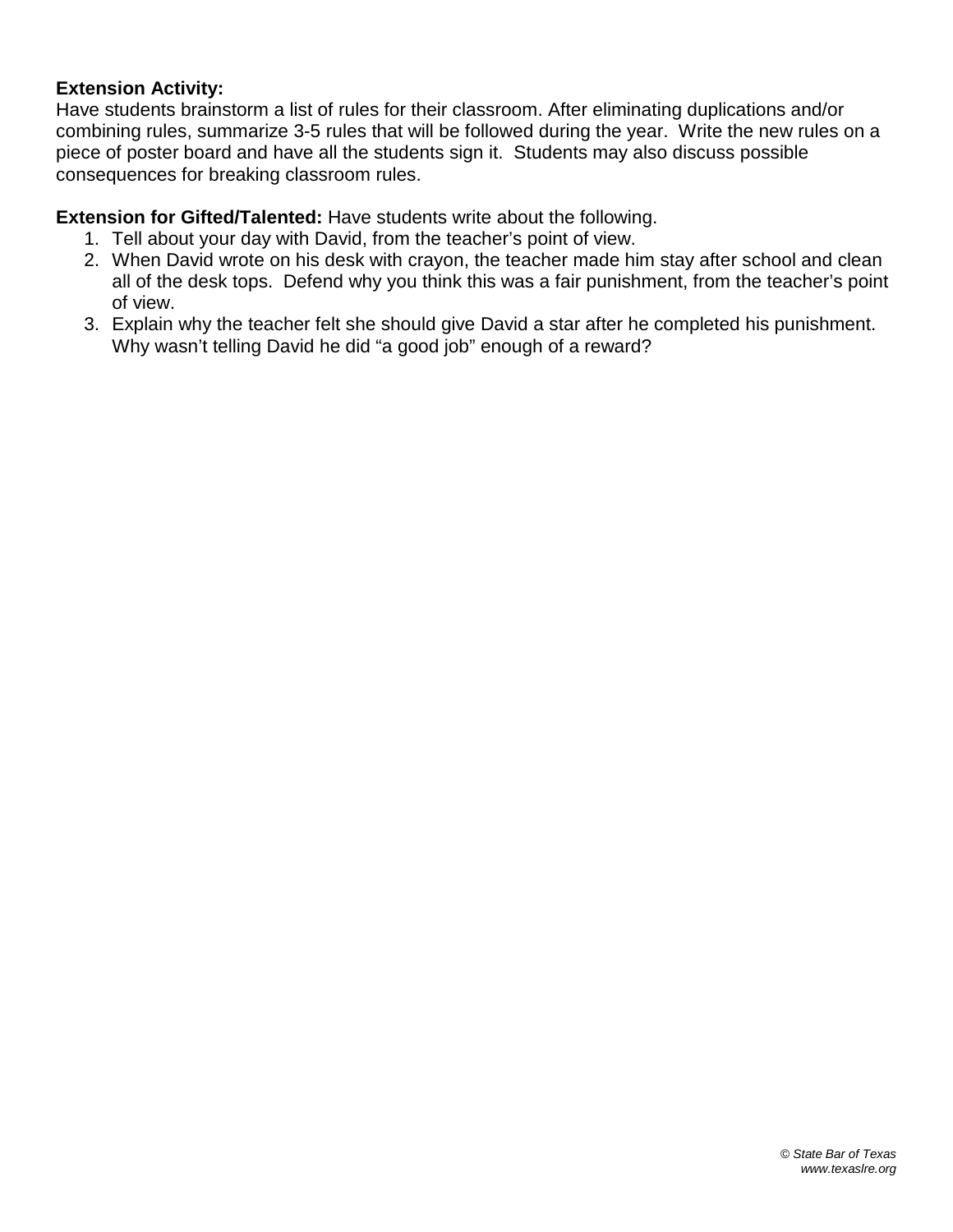**Extension Activity:**
Have students brainstorm a list of rules for their classroom. After eliminating duplications and/or combining rules, summarize 3-5 rules that will be followed during the year. Write the new rules on a piece of poster board and have all the students sign it. Students may also discuss possible consequences for breaking classroom rules.

**Extension for Gifted/Talented:** Have students write about the following.

1. Tell about your day with David, from the teacher's point of view.
2. When David wrote on his desk with crayon, the teacher made him stay after school and clean all of the desk tops. Defend why you think this was a fair punishment, from the teacher's point of view.
3. Explain why the teacher felt she should give David a star after he completed his punishment. Why wasn't telling David he did "a good job" enough of a reward?

*© State Bar of Texas*
*www.texaslre.org*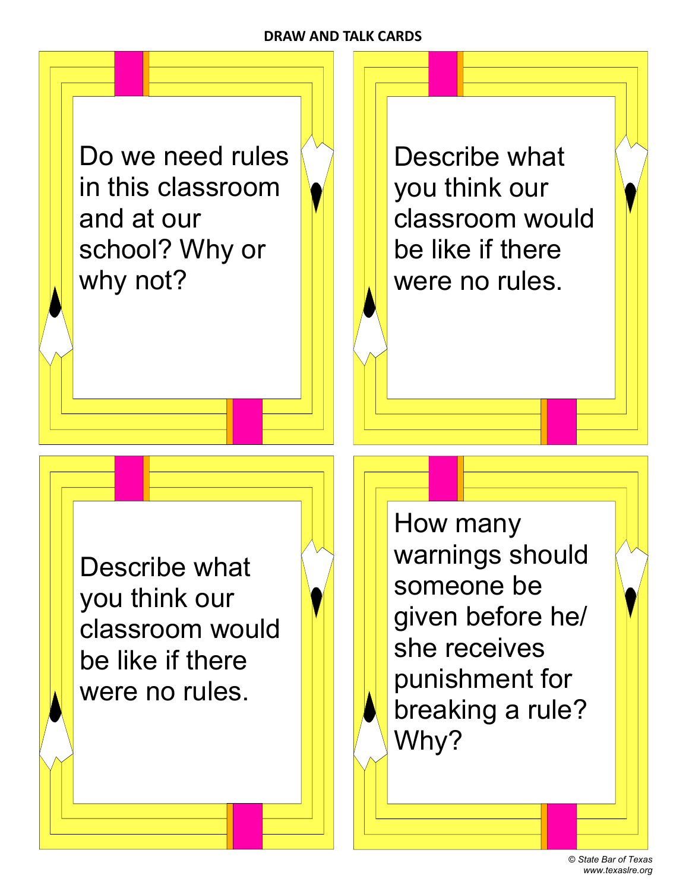**DRAW AND TALK CARDS**

Do we need rules in this classroom and at our school? Why or why not?

Describe what you think our classroom would be like if there were no rules.

Describe what you think our classroom would be like if there were no rules.

How many warnings should someone be given before he/ she receives punishment for breaking a rule? Why?

*© State Bar of Texas*
*www.texaslre.org*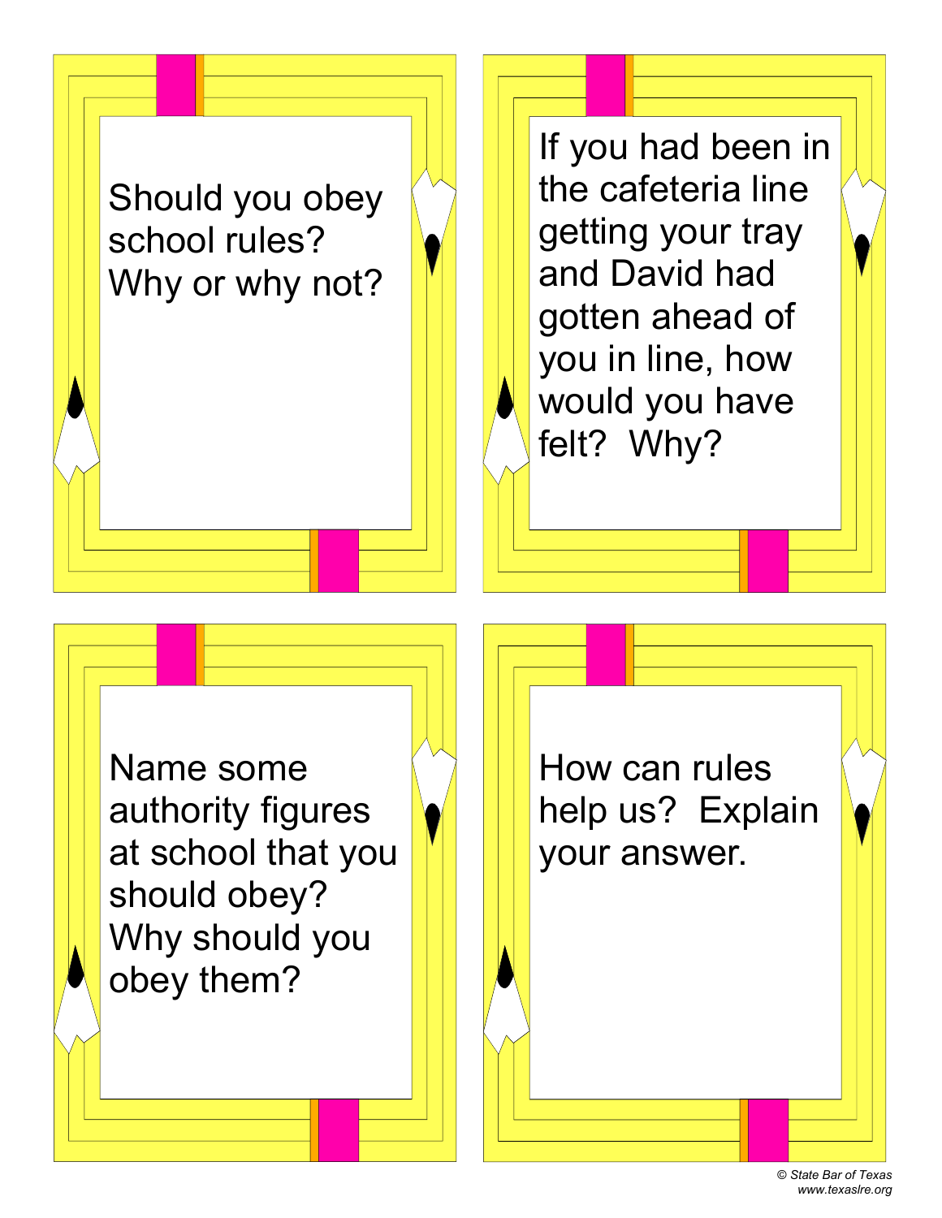Should you obey school rules? Why or why not?

If you had been in the cafeteria line getting your tray and David had gotten ahead of you in line, how would you have felt? Why?

Name some authority figures at school that you should obey? Why should you obey them?

How can rules help us? Explain your answer.

© State Bar of Texas
www.texaslre.org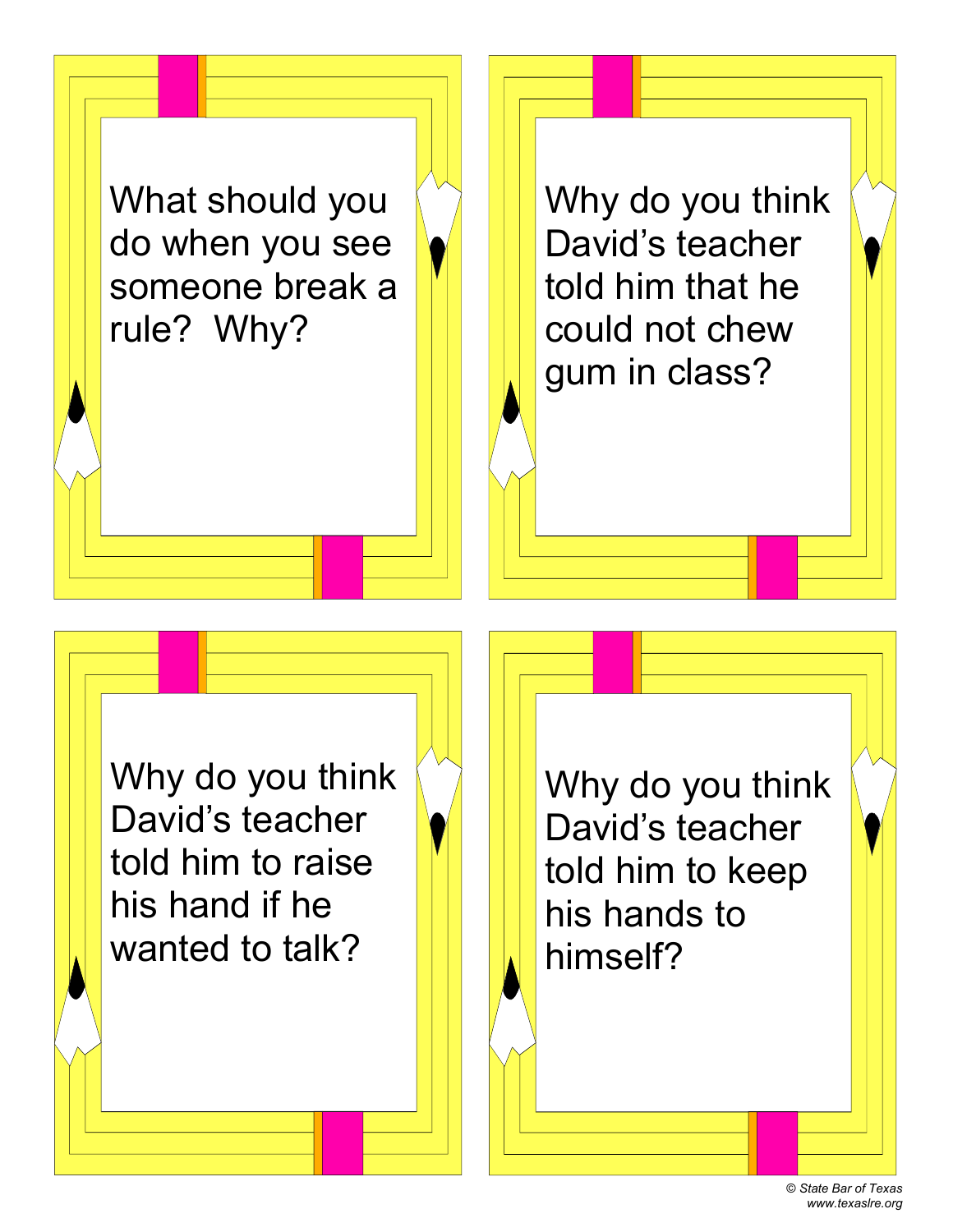What should you do when you see someone break a rule? Why?

Why do you think David's teacher told him that he could not chew gum in class?

Why do you think David's teacher told him to raise his hand if he wanted to talk?

Why do you think David's teacher told him to keep his hands to himself?

*© State Bar of Texas*
*www.texaslre.org*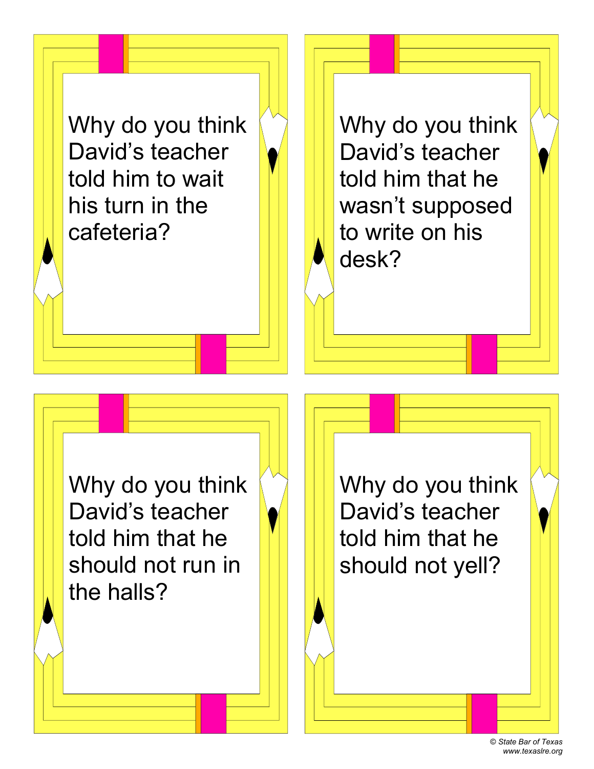Why do you think David's teacher told him to wait his turn in the cafeteria?

Why do you think David's teacher told him that he wasn't supposed to write on his desk?

Why do you think David's teacher told him that he should not run in the halls?

Why do you think David's teacher told him that he should not yell?

*© State Bar of Texas*
*www.texaslre.org*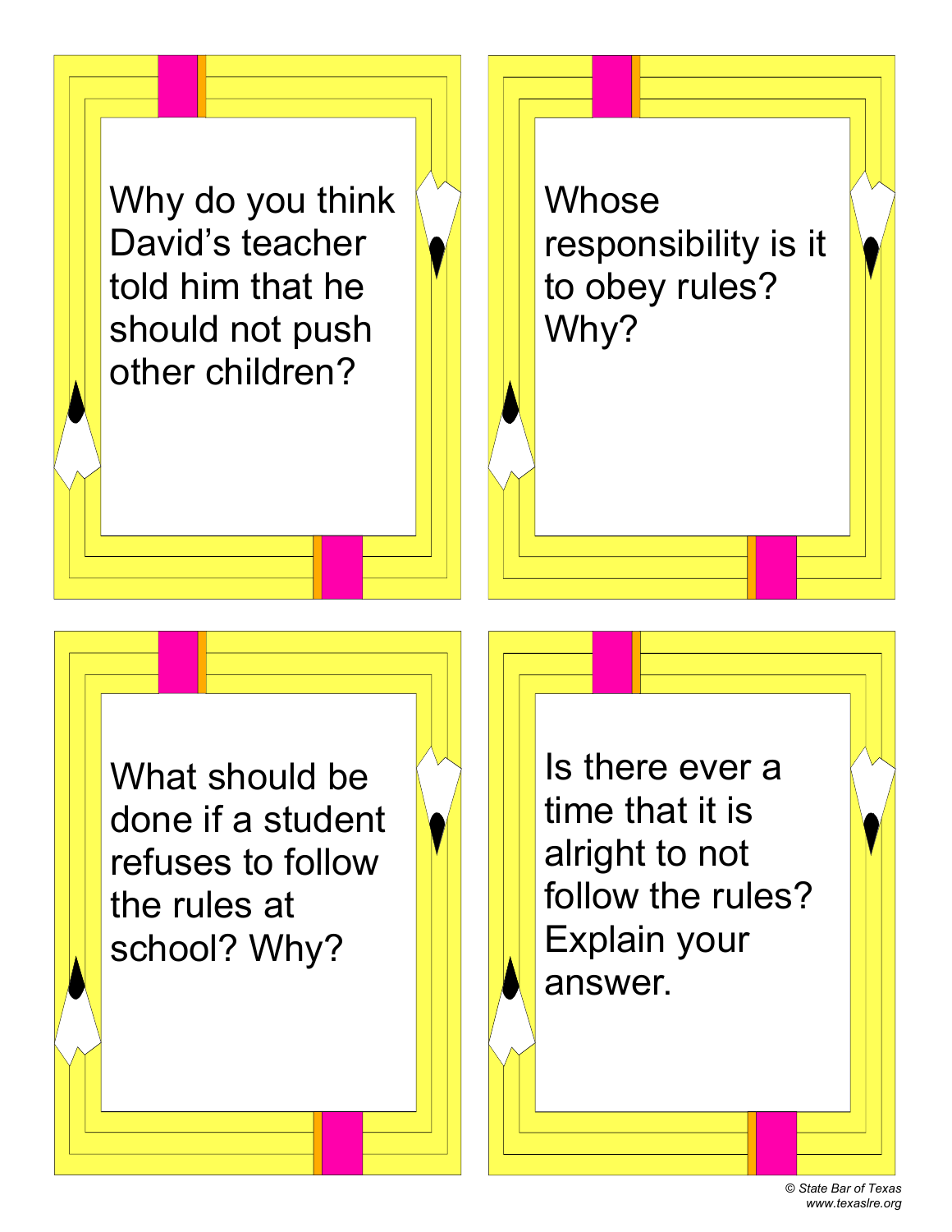Why do you think David's teacher told him that he should not push other children?

Whose responsibility is it to obey rules? Why?

What should be done if a student refuses to follow the rules at school? Why?

Is there ever a time that it is alright to not follow the rules? Explain your answer.

*© State Bar of Texas*
*www.texaslre.org*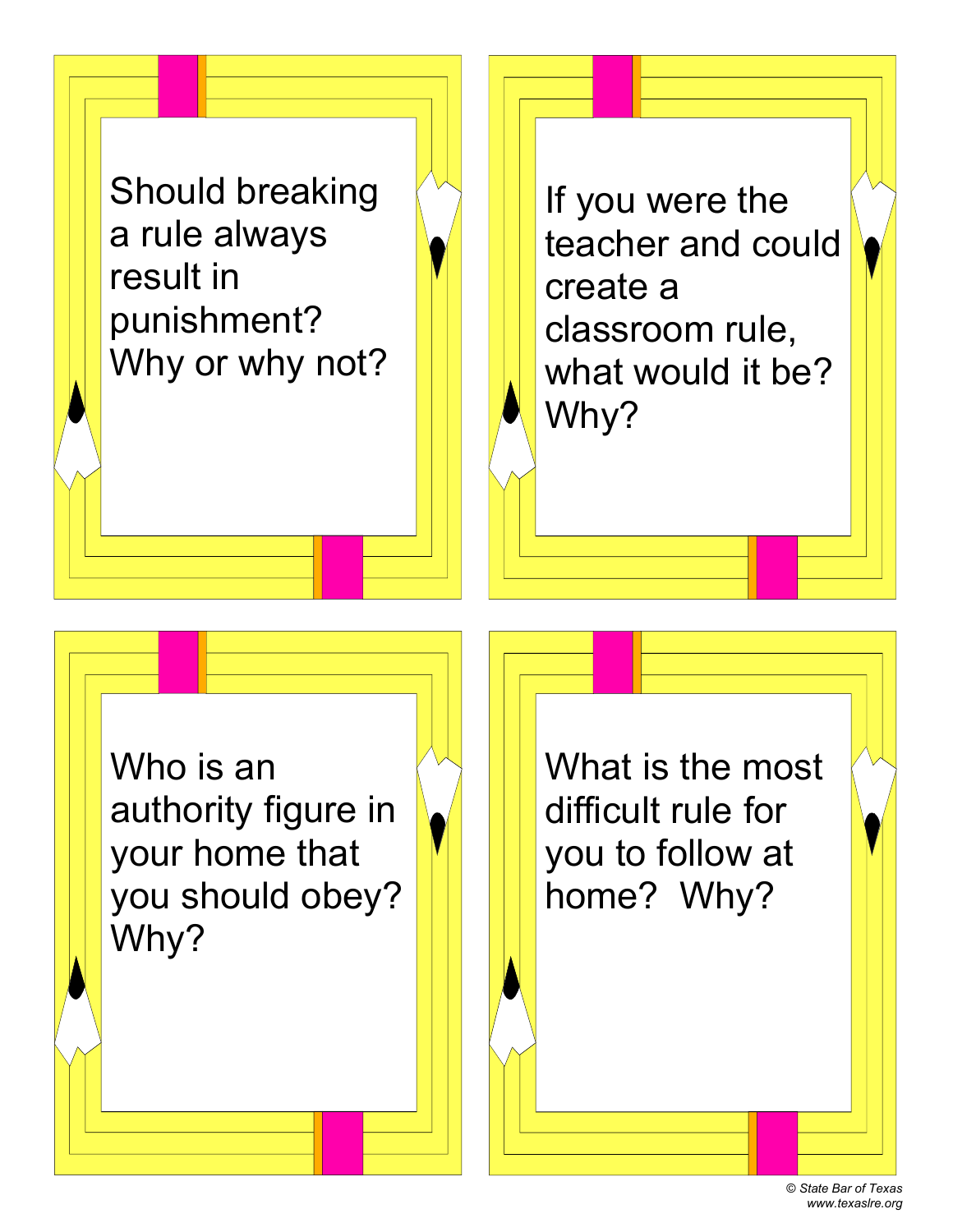Should breaking a rule always result in punishment? Why or why not?

If you were the teacher and could create a classroom rule, what would it be? Why?

Who is an authority figure in your home that you should obey? Why?

What is the most difficult rule for you to follow at home? Why?

*© State Bar of Texas*
*www.texaslre.org*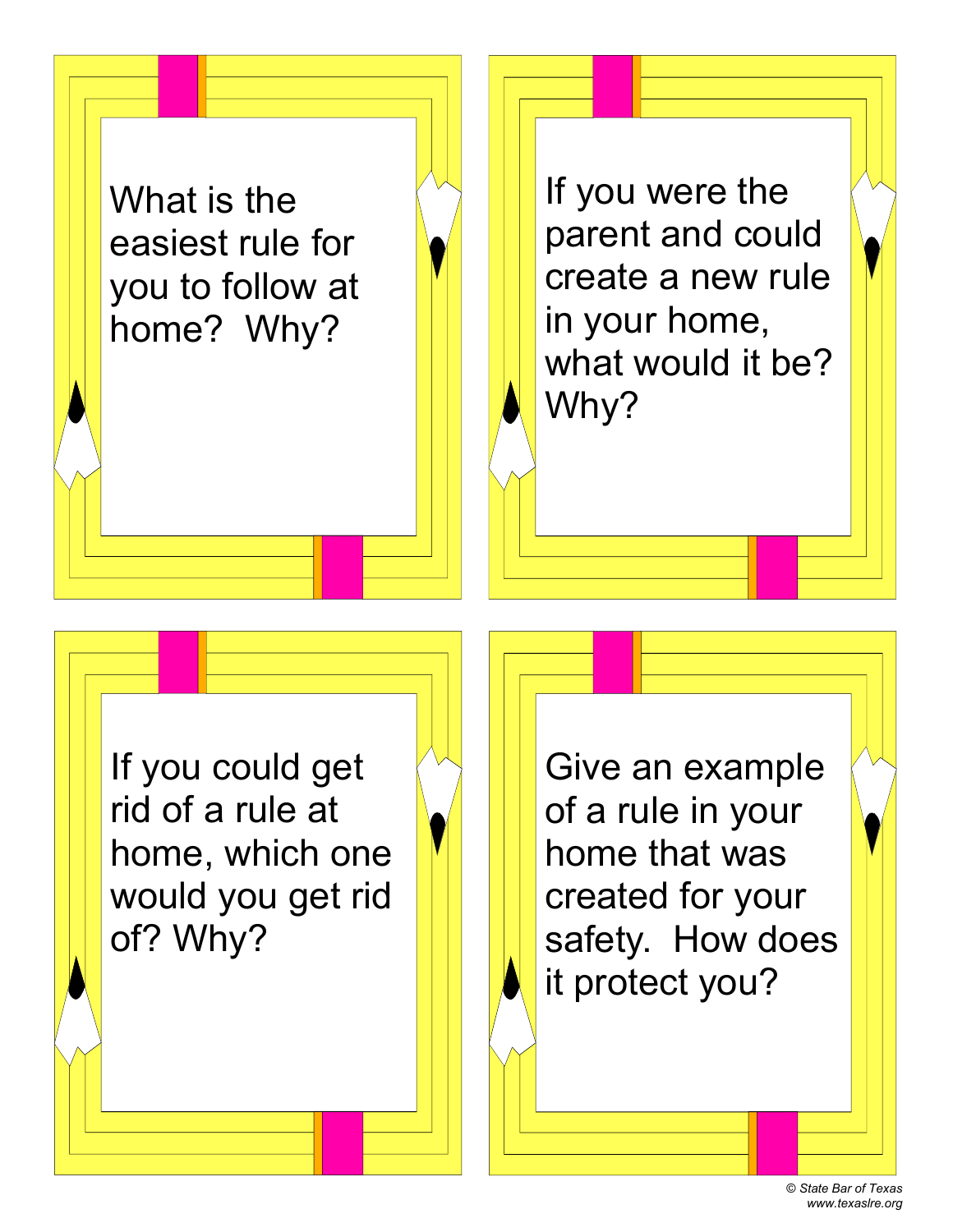What is the easiest rule for you to follow at home? Why?

If you were the parent and could create a new rule in your home, what would it be? Why?

If you could get rid of a rule at home, which one would you get rid of? Why?

Give an example of a rule in your home that was created for your safety. How does it protect you?

*© State Bar of Texas*
*www.texaslre.org*